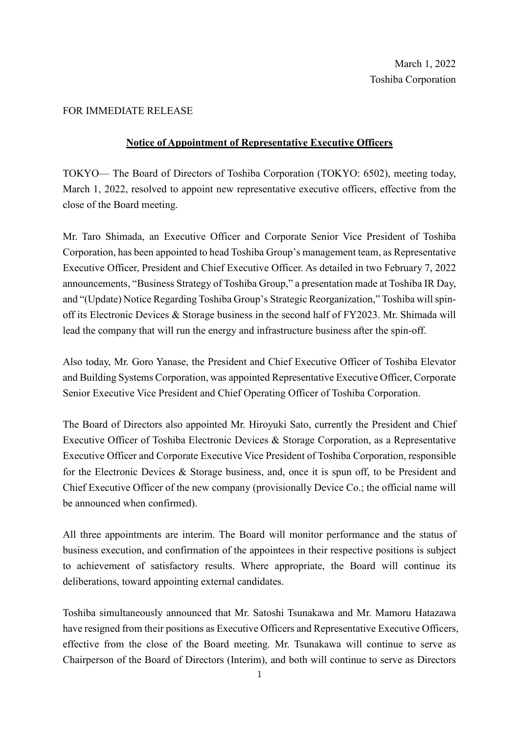March 1, 2022
Toshiba Corporation

FOR IMMEDIATE RELEASE

## Notice of Appointment of Representative Executive Officers

TOKYO— The Board of Directors of Toshiba Corporation (TOKYO: 6502), meeting today, March 1, 2022, resolved to appoint new representative executive officers, effective from the close of the Board meeting.

Mr. Taro Shimada, an Executive Officer and Corporate Senior Vice President of Toshiba Corporation, has been appointed to head Toshiba Group's management team, as Representative Executive Officer, President and Chief Executive Officer. As detailed in two February 7, 2022 announcements, "Business Strategy of Toshiba Group," a presentation made at Toshiba IR Day, and "(Update) Notice Regarding Toshiba Group's Strategic Reorganization," Toshiba will spin-off its Electronic Devices & Storage business in the second half of FY2023. Mr. Shimada will lead the company that will run the energy and infrastructure business after the spin-off.

Also today, Mr. Goro Yanase, the President and Chief Executive Officer of Toshiba Elevator and Building Systems Corporation, was appointed Representative Executive Officer, Corporate Senior Executive Vice President and Chief Operating Officer of Toshiba Corporation.

The Board of Directors also appointed Mr. Hiroyuki Sato, currently the President and Chief Executive Officer of Toshiba Electronic Devices & Storage Corporation, as a Representative Executive Officer and Corporate Executive Vice President of Toshiba Corporation, responsible for the Electronic Devices & Storage business, and, once it is spun off, to be President and Chief Executive Officer of the new company (provisionally Device Co.; the official name will be announced when confirmed).

All three appointments are interim. The Board will monitor performance and the status of business execution, and confirmation of the appointees in their respective positions is subject to achievement of satisfactory results. Where appropriate, the Board will continue its deliberations, toward appointing external candidates.

Toshiba simultaneously announced that Mr. Satoshi Tsunakawa and Mr. Mamoru Hatazawa have resigned from their positions as Executive Officers and Representative Executive Officers, effective from the close of the Board meeting. Mr. Tsunakawa will continue to serve as Chairperson of the Board of Directors (Interim), and both will continue to serve as Directors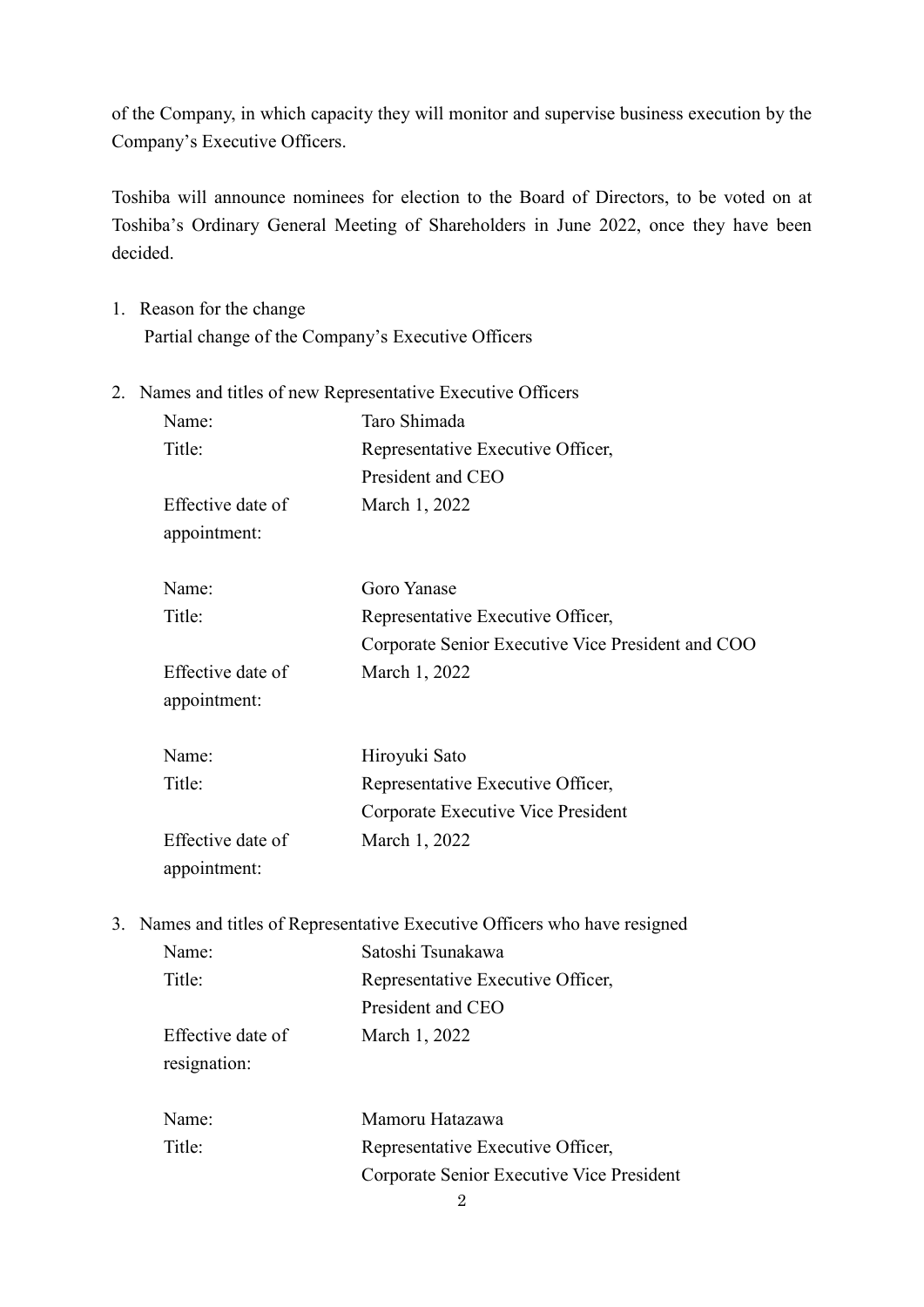of the Company, in which capacity they will monitor and supervise business execution by the Company's Executive Officers.

Toshiba will announce nominees for election to the Board of Directors, to be voted on at Toshiba's Ordinary General Meeting of Shareholders in June 2022, once they have been decided.

1. Reason for the change

   Partial change of the Company's Executive Officers

2. Names and titles of new Representative Executive Officers

| | |
|---|---|
| Name: | Taro Shimada |
| Title: | Representative Executive Officer, President and CEO |
| Effective date of appointment: | March 1, 2022 |
| | |
| Name: | Goro Yanase |
| Title: | Representative Executive Officer, Corporate Senior Executive Vice President and COO |
| Effective date of appointment: | March 1, 2022 |
| | |
| Name: | Hiroyuki Sato |
| Title: | Representative Executive Officer, Corporate Executive Vice President |
| Effective date of appointment: | March 1, 2022 |

3. Names and titles of Representative Executive Officers who have resigned

| | |
|---|---|
| Name: | Satoshi Tsunakawa |
| Title: | Representative Executive Officer, President and CEO |
| Effective date of resignation: | March 1, 2022 |
| | |
| Name: | Mamoru Hatazawa |
| Title: | Representative Executive Officer, Corporate Senior Executive Vice President |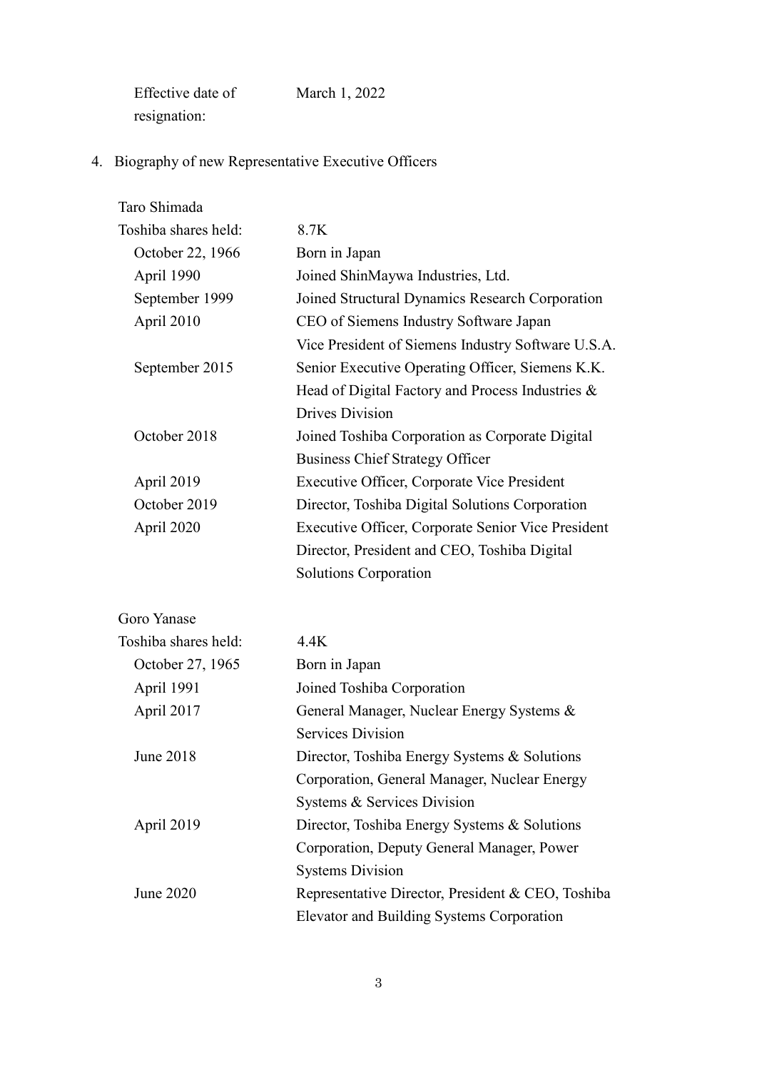| | |
|---|---|
| Effective date of resignation: | March 1, 2022 |

4. Biography of new Representative Executive Officers

Taro Shimada

| | |
|---|---|
| Toshiba shares held: | 8.7K |
| October 22, 1966 | Born in Japan |
| April 1990 | Joined ShinMaywa Industries, Ltd. |
| September 1999 | Joined Structural Dynamics Research Corporation |
| April 2010 | CEO of Siemens Industry Software Japan<br>Vice President of Siemens Industry Software U.S.A. |
| September 2015 | Senior Executive Operating Officer, Siemens K.K.<br>Head of Digital Factory and Process Industries & Drives Division |
| October 2018 | Joined Toshiba Corporation as Corporate Digital Business Chief Strategy Officer |
| April 2019 | Executive Officer, Corporate Vice President |
| October 2019 | Director, Toshiba Digital Solutions Corporation |
| April 2020 | Executive Officer, Corporate Senior Vice President<br>Director, President and CEO, Toshiba Digital Solutions Corporation |

Goro Yanase

| | |
|---|---|
| Toshiba shares held: | 4.4K |
| October 27, 1965 | Born in Japan |
| April 1991 | Joined Toshiba Corporation |
| April 2017 | General Manager, Nuclear Energy Systems & Services Division |
| June 2018 | Director, Toshiba Energy Systems & Solutions Corporation, General Manager, Nuclear Energy Systems & Services Division |
| April 2019 | Director, Toshiba Energy Systems & Solutions Corporation, Deputy General Manager, Power Systems Division |
| June 2020 | Representative Director, President & CEO, Toshiba Elevator and Building Systems Corporation |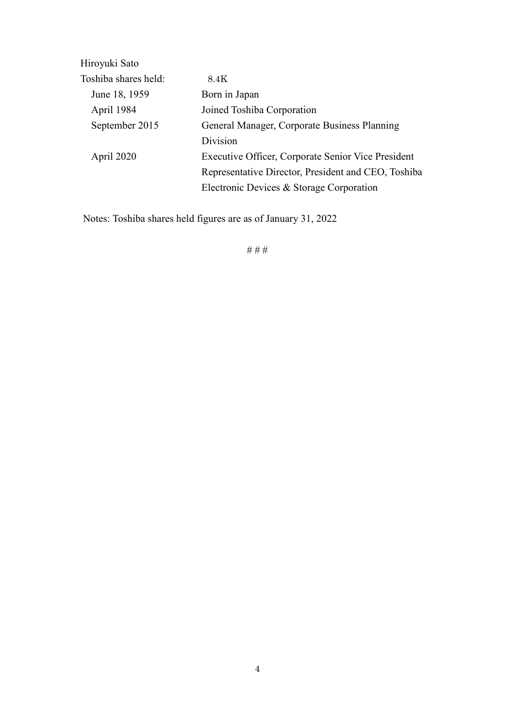Hiroyuki Sato

| | |
|---|---|
| Toshiba shares held: | 8.4K |
| June 18, 1959 | Born in Japan |
| April 1984 | Joined Toshiba Corporation |
| September 2015 | General Manager, Corporate Business Planning Division |
| April 2020 | Executive Officer, Corporate Senior Vice President<br>Representative Director, President and CEO, Toshiba Electronic Devices & Storage Corporation |

Notes: Toshiba shares held figures are as of January 31, 2022

# # #